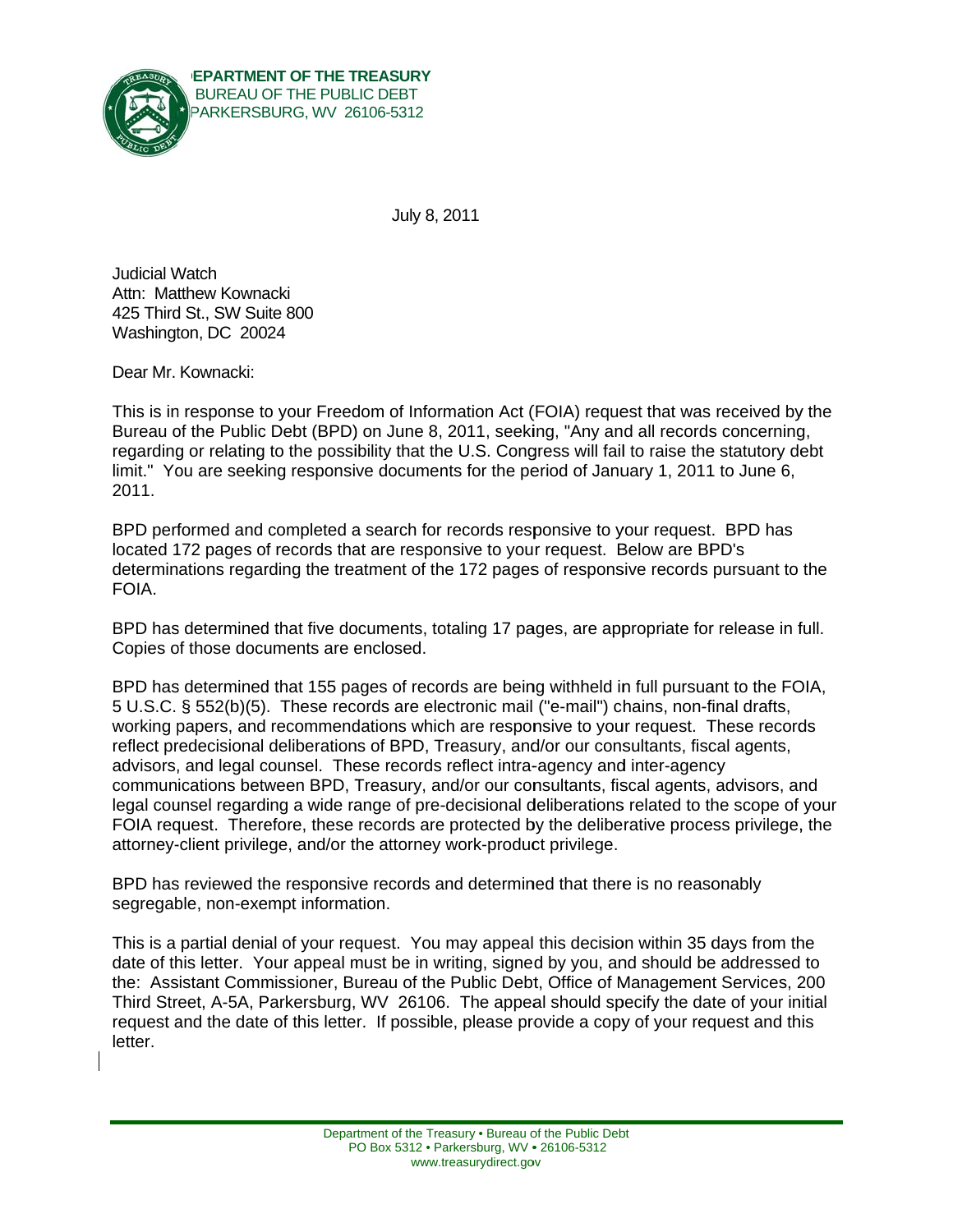DEPARTMENT OF THE TREASURY
BUREAU OF THE PUBLIC DEBT
PARKERSBURG, WV 26106-5312

July 8, 2011

Judicial Watch
Attn: Matthew Kownacki
425 Third St., SW Suite 800
Washington, DC 20024

Dear Mr. Kownacki:

This is in response to your Freedom of Information Act (FOIA) request that was received by the Bureau of the Public Debt (BPD) on June 8, 2011, seeking, "Any and all records concerning, regarding or relating to the possibility that the U.S. Congress will fail to raise the statutory debt limit." You are seeking responsive documents for the period of January 1, 2011 to June 6, 2011.

BPD performed and completed a search for records responsive to your request. BPD has located 172 pages of records that are responsive to your request. Below are BPD's determinations regarding the treatment of the 172 pages of responsive records pursuant to the FOIA.

BPD has determined that five documents, totaling 17 pages, are appropriate for release in full. Copies of those documents are enclosed.

BPD has determined that 155 pages of records are being withheld in full pursuant to the FOIA, 5 U.S.C. § 552(b)(5). These records are electronic mail ("e-mail") chains, non-final drafts, working papers, and recommendations which are responsive to your request. These records reflect predecisional deliberations of BPD, Treasury, and/or our consultants, fiscal agents, advisors, and legal counsel. These records reflect intra-agency and inter-agency communications between BPD, Treasury, and/or our consultants, fiscal agents, advisors, and legal counsel regarding a wide range of pre-decisional deliberations related to the scope of your FOIA request. Therefore, these records are protected by the deliberative process privilege, the attorney-client privilege, and/or the attorney work-product privilege.

BPD has reviewed the responsive records and determined that there is no reasonably segregable, non-exempt information.

This is a partial denial of your request. You may appeal this decision within 35 days from the date of this letter. Your appeal must be in writing, signed by you, and should be addressed to the: Assistant Commissioner, Bureau of the Public Debt, Office of Management Services, 200 Third Street, A-5A, Parkersburg, WV 26106. The appeal should specify the date of your initial request and the date of this letter. If possible, please provide a copy of your request and this letter.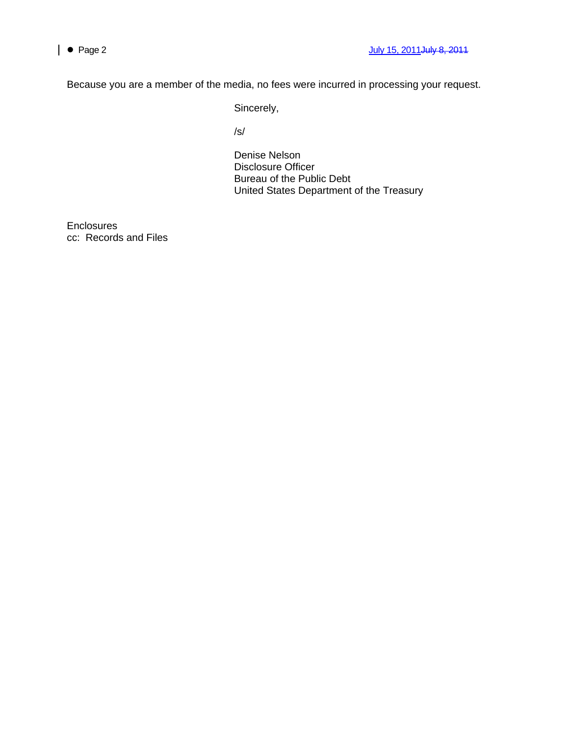Because you are a member of the media, no fees were incurred in processing your request.

Sincerely,

/s/

Denise Nelson
Disclosure Officer
Bureau of the Public Debt
United States Department of the Treasury

Enclosures
cc: Records and Files